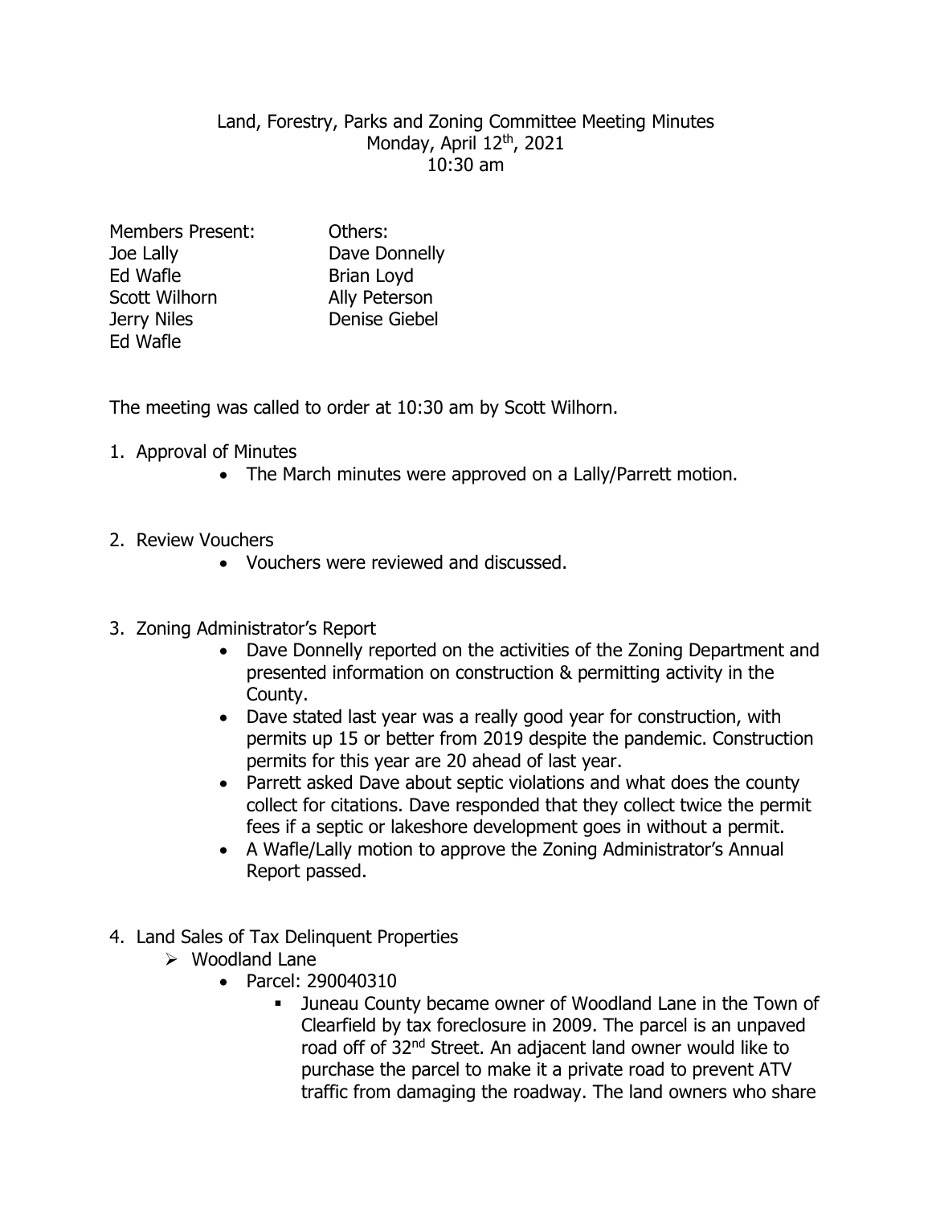Land, Forestry, Parks and Zoning Committee Meeting Minutes
Monday, April 12th, 2021
10:30 am

| Members Present: | Others: |
| --- | --- |
| Joe Lally | Dave Donnelly |
| Ed Wafle | Brian Loyd |
| Scott Wilhorn | Ally Peterson |
| Jerry Niles | Denise Giebel |
| Ed Wafle | |

The meeting was called to order at 10:30 am by Scott Wilhorn.

1. Approval of Minutes
   - The March minutes were approved on a Lally/Parrett motion.

2. Review Vouchers
   - Vouchers were reviewed and discussed.

3. Zoning Administrator's Report
   - Dave Donnelly reported on the activities of the Zoning Department and presented information on construction & permitting activity in the County.
   - Dave stated last year was a really good year for construction, with permits up 15 or better from 2019 despite the pandemic. Construction permits for this year are 20 ahead of last year.
   - Parrett asked Dave about septic violations and what does the county collect for citations. Dave responded that they collect twice the permit fees if a septic or lakeshore development goes in without a permit.
   - A Wafle/Lally motion to approve the Zoning Administrator's Annual Report passed.

4. Land Sales of Tax Delinquent Properties
   - Woodland Lane
     - Parcel: 290040310
       - Juneau County became owner of Woodland Lane in the Town of Clearfield by tax foreclosure in 2009. The parcel is an unpaved road off of 32nd Street. An adjacent land owner would like to purchase the parcel to make it a private road to prevent ATV traffic from damaging the roadway. The land owners who share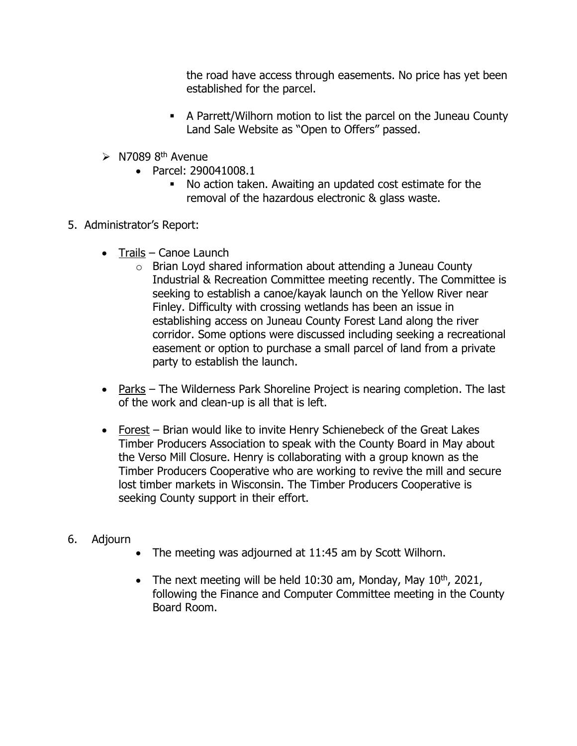the road have access through easements. No price has yet been established for the parcel.

- A Parrett/Wilhorn motion to list the parcel on the Juneau County Land Sale Website as "Open to Offers" passed.

- N7089 8th Avenue
  - Parcel: 290041008.1
    - No action taken. Awaiting an updated cost estimate for the removal of the hazardous electronic & glass waste.

5. Administrator's Report:

   - Trails – Canoe Launch
     - Brian Loyd shared information about attending a Juneau County Industrial & Recreation Committee meeting recently. The Committee is seeking to establish a canoe/kayak launch on the Yellow River near Finley. Difficulty with crossing wetlands has been an issue in establishing access on Juneau County Forest Land along the river corridor. Some options were discussed including seeking a recreational easement or option to purchase a small parcel of land from a private party to establish the launch.

   - Parks – The Wilderness Park Shoreline Project is nearing completion. The last of the work and clean-up is all that is left.

   - Forest – Brian would like to invite Henry Schienebeck of the Great Lakes Timber Producers Association to speak with the County Board in May about the Verso Mill Closure. Henry is collaborating with a group known as the Timber Producers Cooperative who are working to revive the mill and secure lost timber markets in Wisconsin. The Timber Producers Cooperative is seeking County support in their effort.

6. Adjourn
   - The meeting was adjourned at 11:45 am by Scott Wilhorn.

   - The next meeting will be held 10:30 am, Monday, May 10th, 2021, following the Finance and Computer Committee meeting in the County Board Room.